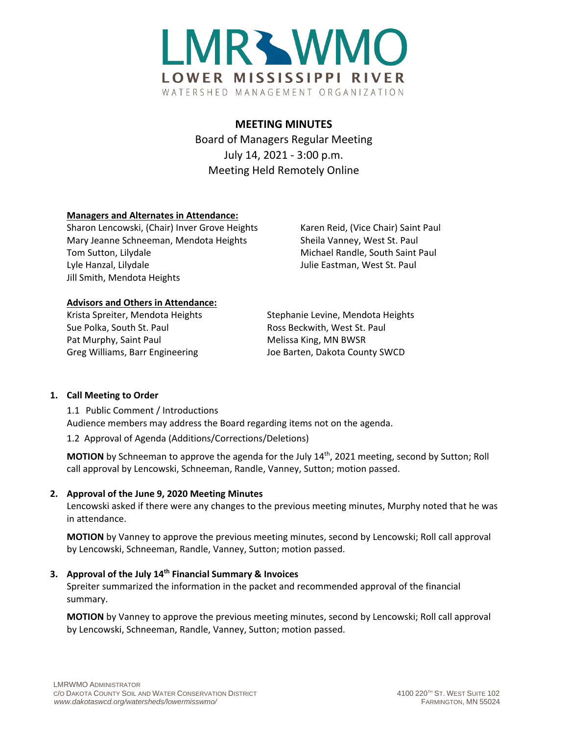LMR WMO
LOWER MISSISSIPPI RIVER
WATERSHED MANAGEMENT ORGANIZATION

# MEETING MINUTES

Board of Managers Regular Meeting
July 14, 2021 - 3:00 p.m.
Meeting Held Remotely Online

**Managers and Alternates in Attendance:**

Sharon Lencowski, (Chair) Inver Grove Heights
Mary Jeanne Schneeman, Mendota Heights
Tom Sutton, Lilydale
Lyle Hanzal, Lilydale
Jill Smith, Mendota Heights
Karen Reid, (Vice Chair) Saint Paul
Sheila Vanney, West St. Paul
Michael Randle, South Saint Paul
Julie Eastman, West St. Paul

**Advisors and Others in Attendance:**

Krista Spreiter, Mendota Heights
Sue Polka, South St. Paul
Pat Murphy, Saint Paul
Greg Williams, Barr Engineering
Stephanie Levine, Mendota Heights
Ross Beckwith, West St. Paul
Melissa King, MN BWSR
Joe Barten, Dakota County SWCD

**1. Call Meeting to Order**

1.1 Public Comment / Introductions
Audience members may address the Board regarding items not on the agenda.

1.2 Approval of Agenda (Additions/Corrections/Deletions)

**MOTION** by Schneeman to approve the agenda for the July 14th, 2021 meeting, second by Sutton; Roll call approval by Lencowski, Schneeman, Randle, Vanney, Sutton; motion passed.

**2. Approval of the June 9, 2020 Meeting Minutes**

Lencowski asked if there were any changes to the previous meeting minutes, Murphy noted that he was in attendance.

**MOTION** by Vanney to approve the previous meeting minutes, second by Lencowski; Roll call approval by Lencowski, Schneeman, Randle, Vanney, Sutton; motion passed.

**3. Approval of the July 14th Financial Summary & Invoices**

Spreiter summarized the information in the packet and recommended approval of the financial summary.

**MOTION** by Vanney to approve the previous meeting minutes, second by Lencowski; Roll call approval by Lencowski, Schneeman, Randle, Vanney, Sutton; motion passed.

LMRWMO ADMINISTRATOR
C/O DAKOTA COUNTY SOIL AND WATER CONSERVATION DISTRICT
*www.dakotaswcd.org/watersheds/lowermisswmo/*
4100 220TH ST. WEST SUITE 102
FARMINGTON, MN 55024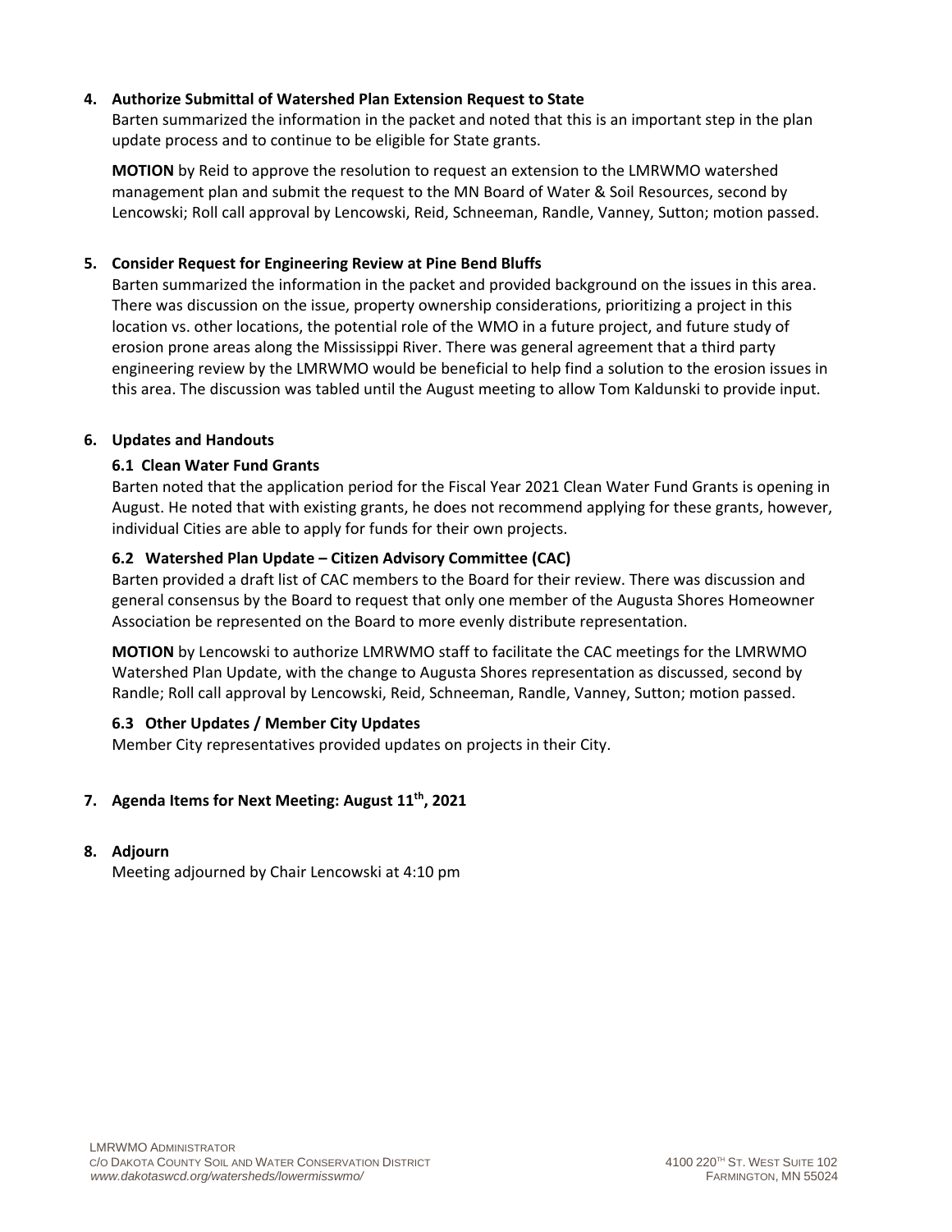**4. Authorize Submittal of Watershed Plan Extension Request to State**

Barten summarized the information in the packet and noted that this is an important step in the plan update process and to continue to be eligible for State grants.

**MOTION** by Reid to approve the resolution to request an extension to the LMRWMO watershed management plan and submit the request to the MN Board of Water & Soil Resources, second by Lencowski; Roll call approval by Lencowski, Reid, Schneeman, Randle, Vanney, Sutton; motion passed.

**5. Consider Request for Engineering Review at Pine Bend Bluffs**

Barten summarized the information in the packet and provided background on the issues in this area. There was discussion on the issue, property ownership considerations, prioritizing a project in this location vs. other locations, the potential role of the WMO in a future project, and future study of erosion prone areas along the Mississippi River. There was general agreement that a third party engineering review by the LMRWMO would be beneficial to help find a solution to the erosion issues in this area. The discussion was tabled until the August meeting to allow Tom Kaldunski to provide input.

**6. Updates and Handouts**

**6.1 Clean Water Fund Grants**

Barten noted that the application period for the Fiscal Year 2021 Clean Water Fund Grants is opening in August. He noted that with existing grants, he does not recommend applying for these grants, however, individual Cities are able to apply for funds for their own projects.

**6.2 Watershed Plan Update – Citizen Advisory Committee (CAC)**

Barten provided a draft list of CAC members to the Board for their review. There was discussion and general consensus by the Board to request that only one member of the Augusta Shores Homeowner Association be represented on the Board to more evenly distribute representation.

**MOTION** by Lencowski to authorize LMRWMO staff to facilitate the CAC meetings for the LMRWMO Watershed Plan Update, with the change to Augusta Shores representation as discussed, second by Randle; Roll call approval by Lencowski, Reid, Schneeman, Randle, Vanney, Sutton; motion passed.

**6.3 Other Updates / Member City Updates**

Member City representatives provided updates on projects in their City.

**7. Agenda Items for Next Meeting: August 11th, 2021**

**8. Adjourn**

Meeting adjourned by Chair Lencowski at 4:10 pm